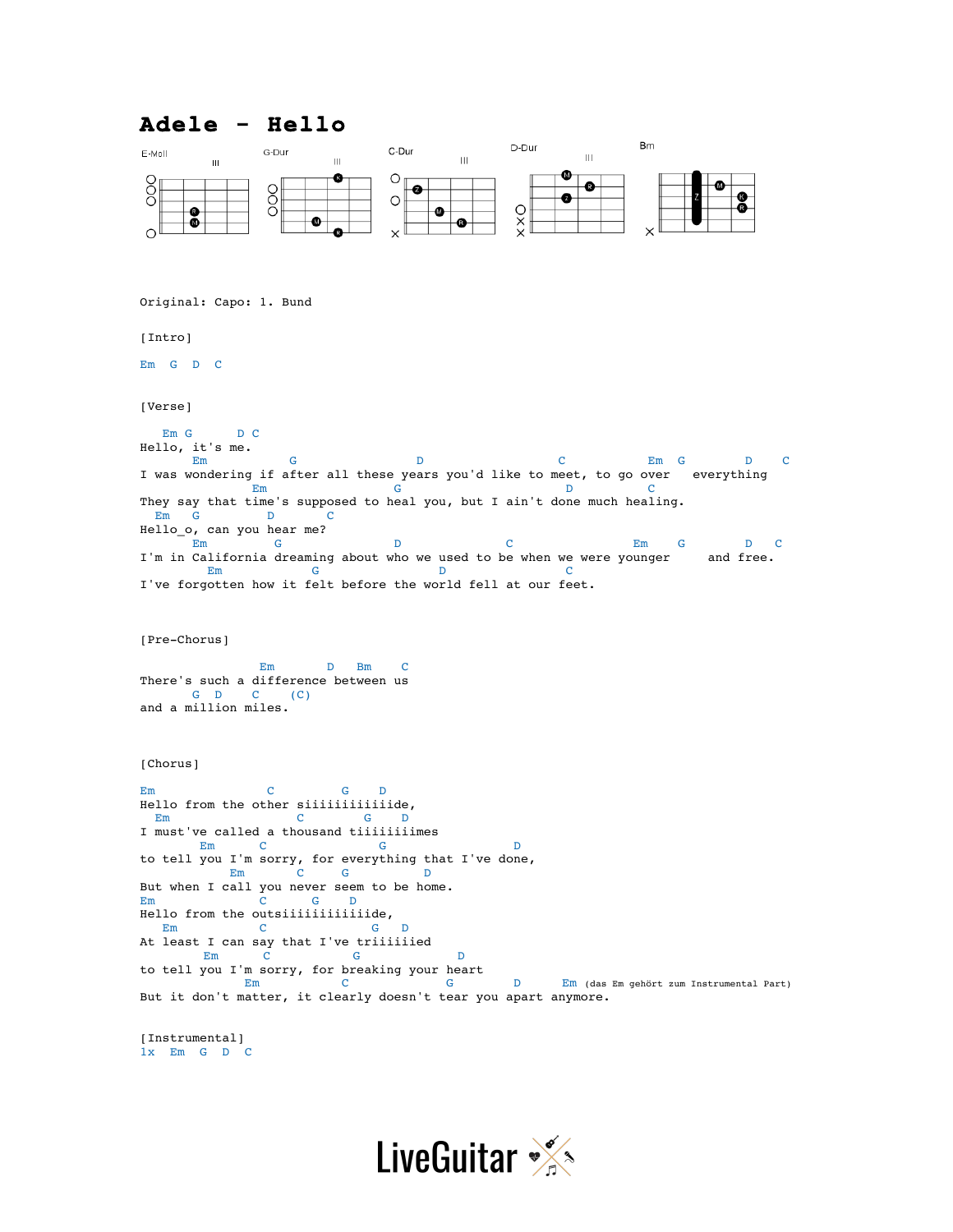# Adele - Hello

E-Moll G-Dur C-Dur D-Dur Bm

Original: Capo: 1. Bund

[Intro]

Em G D C

[Verse]

```
   Em G       D C
Hello, it's me.
        Em          G                 D                  C           Em  G         D    C
I was wondering if after all these years you'd like to meet, to go over   everything
               Em               G                    D          C
They say that time's supposed to heal you, but I ain't done much healing.
  Em   G          D        C
Hello_o, can you hear me?
        Em        G                D              C                  Em    G         D    C
I'm in California dreaming about who we used to be when we were younger      and free.
        Em            G                D                C
I've forgotten how it felt before the world fell at our feet.
```

[Pre-Chorus]

```
                Em        D   Bm    C
There's such a difference between us
       G  D     C    (C)
and a million miles.
```

[Chorus]

```
Em                C          G    D
Hello from the other siiiiiiiiiiiide,
  Em                  C         G    D
I must've called a thousand tiiiiiiiimes
        Em      C               G                 D
to tell you I'm sorry, for everything that I've done,
            Em        C     G          D
But when I call you never seem to be home.
Em                C       G     D
Hello from the outsiiiiiiiiiiiide,
   Em             C              G   D
At least I can say that I've triiiiiied
         Em      C          G             D
to tell you I'm sorry, for breaking your heart
              Em          C             G         D      Em (das Em gehört zum Instrumental Part)
But it don't matter, it clearly doesn't tear you apart anymore.
```

[Instrumental]

1x Em G D C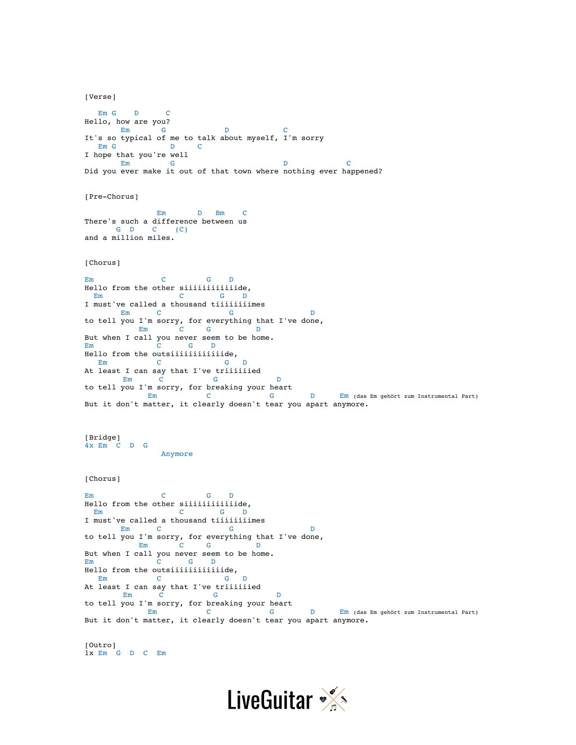```
[Verse]

   Em G    D      C
Hello, how are you?
        Em       G             D            C
It's so typical of me to talk about myself, I'm sorry
   Em G             D     C
I hope that you're well
        Em         G                        D              C
Did you ever make it out of that town where nothing ever happened?


[Pre-Chorus]

                Em       D   Bm    C
There's such a difference between us
       G  D    C    (C)
and a million miles.


[Chorus]

Em                C         G    D
Hello from the other siiiiiiiiiiiide,
  Em                  C        G    D
I must've called a thousand tiiiiiiiimes
        Em      C               G                 D
to tell you I'm sorry, for everything that I've done,
            Em       C     G          D
But when I call you never seem to be home.
Em               C      G    D
Hello from the outsiiiiiiiiiiiide,
   Em           C              G   D
At least I can say that I've triiiiiied
         Em      C           G             D
to tell you I'm sorry, for breaking your heart
              Em           C             G        D      Em (das Em gehört zum Instrumental Part)
But it don't matter, it clearly doesn't tear you apart anymore.



[Bridge]
4x Em  C  D  G
                 Anymore


[Chorus]

Em                C         G    D
Hello from the other siiiiiiiiiiiide,
  Em                  C        G    D
I must've called a thousand tiiiiiiiimes
        Em     C                G                 D
to tell you I'm sorry, for everything that I've done,
            Em       C     G          D
But when I call you never seem to be home.
Em               C      G    D
Hello from the outsiiiiiiiiiiiide,
   Em           C              G   D
At least I can say that I've triiiiiied
         Em      C           G             D
to tell you I'm sorry, for breaking your heart
              Em           C             G        D      Em (das Em gehört zum Instrumental Part)
But it don't matter, it clearly doesn't tear you apart anymore.


[Outro]
1x Em  G  D  C  Em
```

LiveGuitar